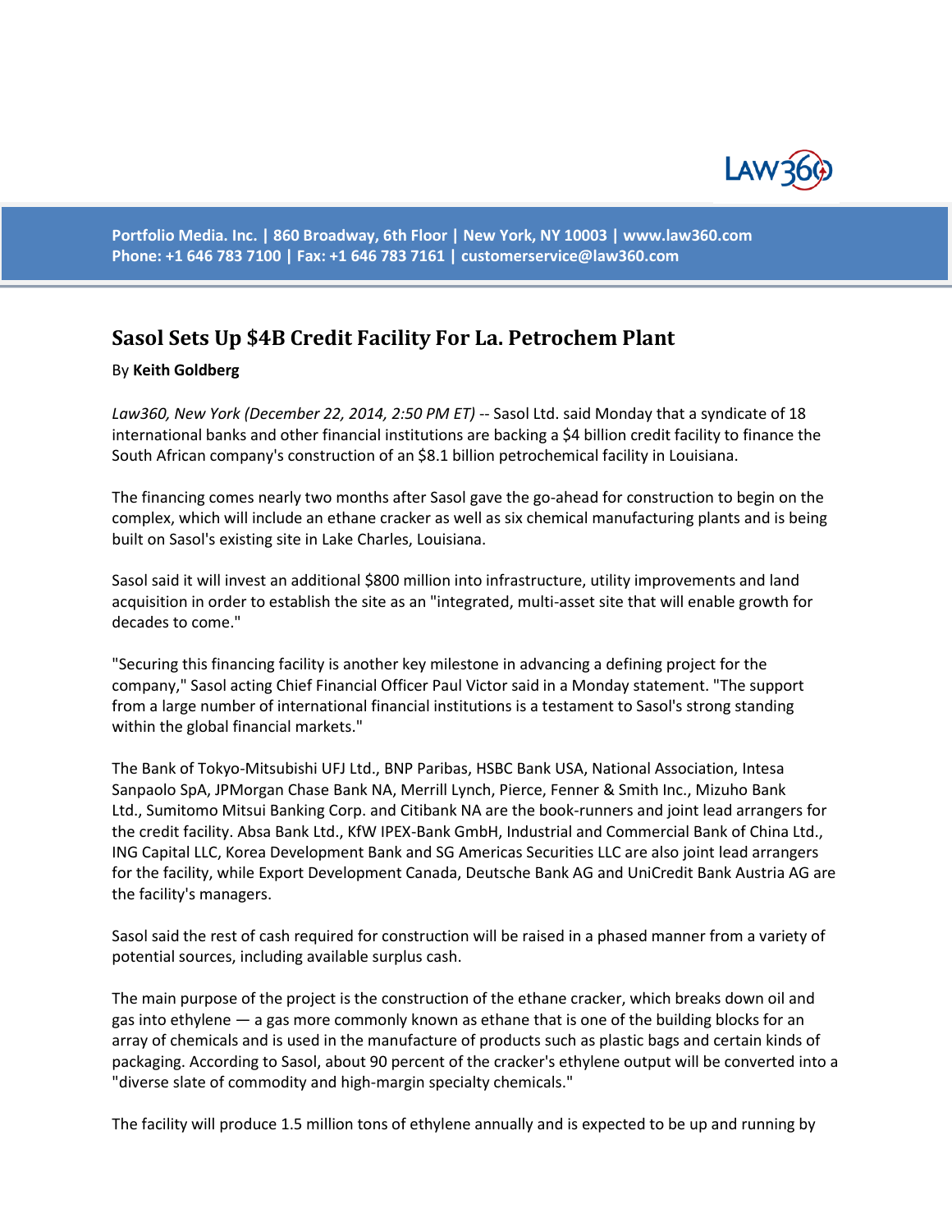# Sasol Sets Up $4B Credit Facility For La. Petrochem Plant

By **Keith Goldberg**

*Law360, New York (December 22, 2014, 2:50 PM ET)* -- Sasol Ltd. said Monday that a syndicate of 18 international banks and other financial institutions are backing a $4 billion credit facility to finance the South African company's construction of an $8.1 billion petrochemical facility in Louisiana.

The financing comes nearly two months after Sasol gave the go-ahead for construction to begin on the complex, which will include an ethane cracker as well as six chemical manufacturing plants and is being built on Sasol's existing site in Lake Charles, Louisiana.

Sasol said it will invest an additional $800 million into infrastructure, utility improvements and land acquisition in order to establish the site as an "integrated, multi-asset site that will enable growth for decades to come."

"Securing this financing facility is another key milestone in advancing a defining project for the company," Sasol acting Chief Financial Officer Paul Victor said in a Monday statement. "The support from a large number of international financial institutions is a testament to Sasol's strong standing within the global financial markets."

The Bank of Tokyo-Mitsubishi UFJ Ltd., BNP Paribas, HSBC Bank USA, National Association, Intesa Sanpaolo SpA, JPMorgan Chase Bank NA, Merrill Lynch, Pierce, Fenner & Smith Inc., Mizuho Bank Ltd., Sumitomo Mitsui Banking Corp. and Citibank NA are the book-runners and joint lead arrangers for the credit facility. Absa Bank Ltd., KfW IPEX-Bank GmbH, Industrial and Commercial Bank of China Ltd., ING Capital LLC, Korea Development Bank and SG Americas Securities LLC are also joint lead arrangers for the facility, while Export Development Canada, Deutsche Bank AG and UniCredit Bank Austria AG are the facility's managers.

Sasol said the rest of cash required for construction will be raised in a phased manner from a variety of potential sources, including available surplus cash.

The main purpose of the project is the construction of the ethane cracker, which breaks down oil and gas into ethylene — a gas more commonly known as ethane that is one of the building blocks for an array of chemicals and is used in the manufacture of products such as plastic bags and certain kinds of packaging. According to Sasol, about 90 percent of the cracker's ethylene output will be converted into a "diverse slate of commodity and high-margin specialty chemicals."

The facility will produce 1.5 million tons of ethylene annually and is expected to be up and running by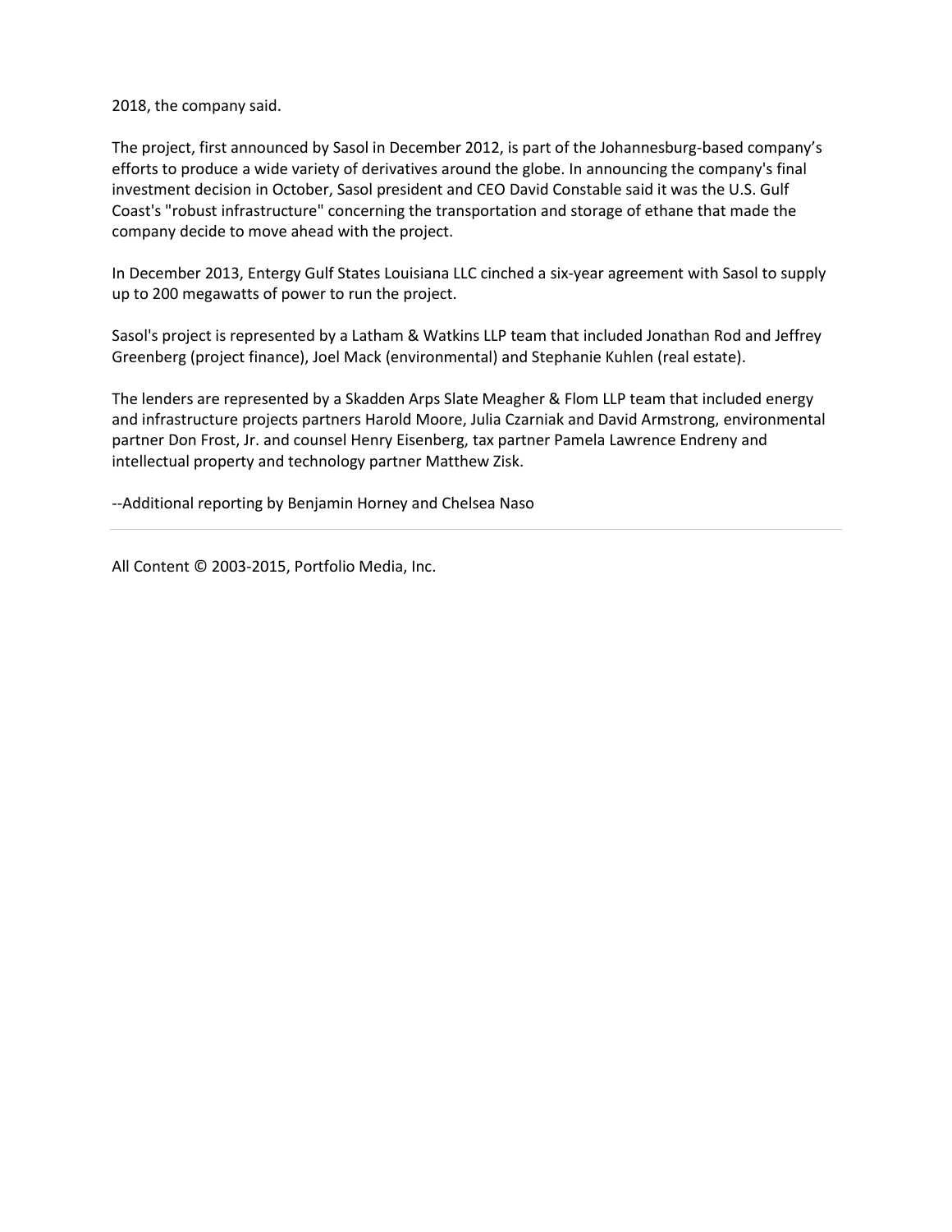2018, the company said.

The project, first announced by Sasol in December 2012, is part of the Johannesburg-based company's efforts to produce a wide variety of derivatives around the globe. In announcing the company's final investment decision in October, Sasol president and CEO David Constable said it was the U.S. Gulf Coast's "robust infrastructure" concerning the transportation and storage of ethane that made the company decide to move ahead with the project.

In December 2013, Entergy Gulf States Louisiana LLC cinched a six-year agreement with Sasol to supply up to 200 megawatts of power to run the project.

Sasol's project is represented by a Latham & Watkins LLP team that included Jonathan Rod and Jeffrey Greenberg (project finance), Joel Mack (environmental) and Stephanie Kuhlen (real estate).

The lenders are represented by a Skadden Arps Slate Meagher & Flom LLP team that included energy and infrastructure projects partners Harold Moore, Julia Czarniak and David Armstrong, environmental partner Don Frost, Jr. and counsel Henry Eisenberg, tax partner Pamela Lawrence Endreny and intellectual property and technology partner Matthew Zisk.

--Additional reporting by Benjamin Horney and Chelsea Naso

---

All Content © 2003-2015, Portfolio Media, Inc.